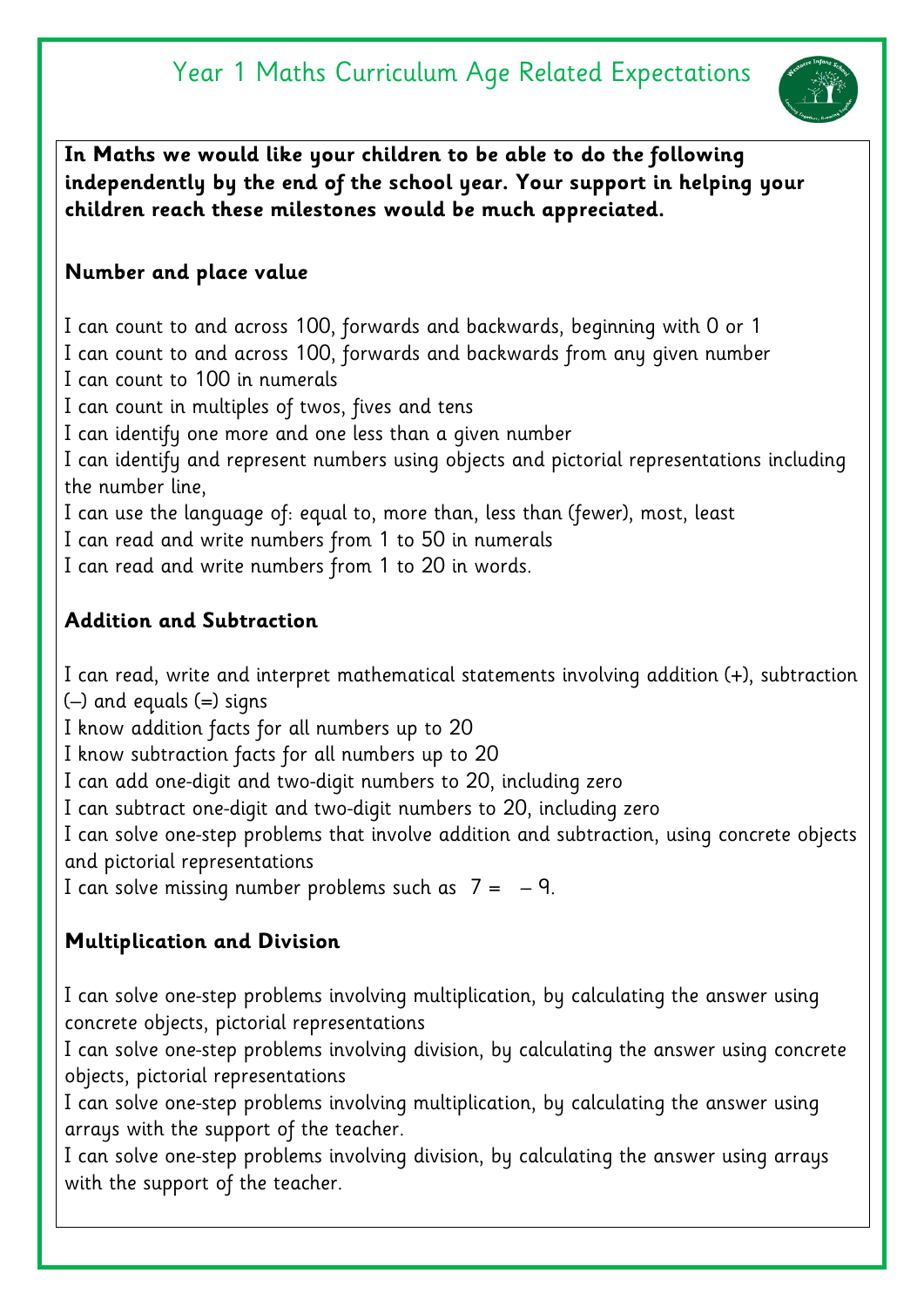# Year 1 Maths Curriculum Age Related Expectations

**In Maths we would like your children to be able to do the following independently by the end of the school year. Your support in helping your children reach these milestones would be much appreciated.**

## Number and place value

I can count to and across 100, forwards and backwards, beginning with 0 or 1

I can count to and across 100, forwards and backwards from any given number

I can count to 100 in numerals

I can count in multiples of twos, fives and tens

I can identify one more and one less than a given number

I can identify and represent numbers using objects and pictorial representations including the number line,

I can use the language of: equal to, more than, less than (fewer), most, least

I can read and write numbers from 1 to 50 in numerals

I can read and write numbers from 1 to 20 in words.

## Addition and Subtraction

I can read, write and interpret mathematical statements involving addition (+), subtraction (–) and equals (=) signs

I know addition facts for all numbers up to 20

I know subtraction facts for all numbers up to 20

I can add one-digit and two-digit numbers to 20, including zero

I can subtract one-digit and two-digit numbers to 20, including zero

I can solve one-step problems that involve addition and subtraction, using concrete objects and pictorial representations

I can solve missing number problems such as $7 = \quad - 9$.

## Multiplication and Division

I can solve one-step problems involving multiplication, by calculating the answer using concrete objects, pictorial representations

I can solve one-step problems involving division, by calculating the answer using concrete objects, pictorial representations

I can solve one-step problems involving multiplication, by calculating the answer using arrays with the support of the teacher.

I can solve one-step problems involving division, by calculating the answer using arrays with the support of the teacher.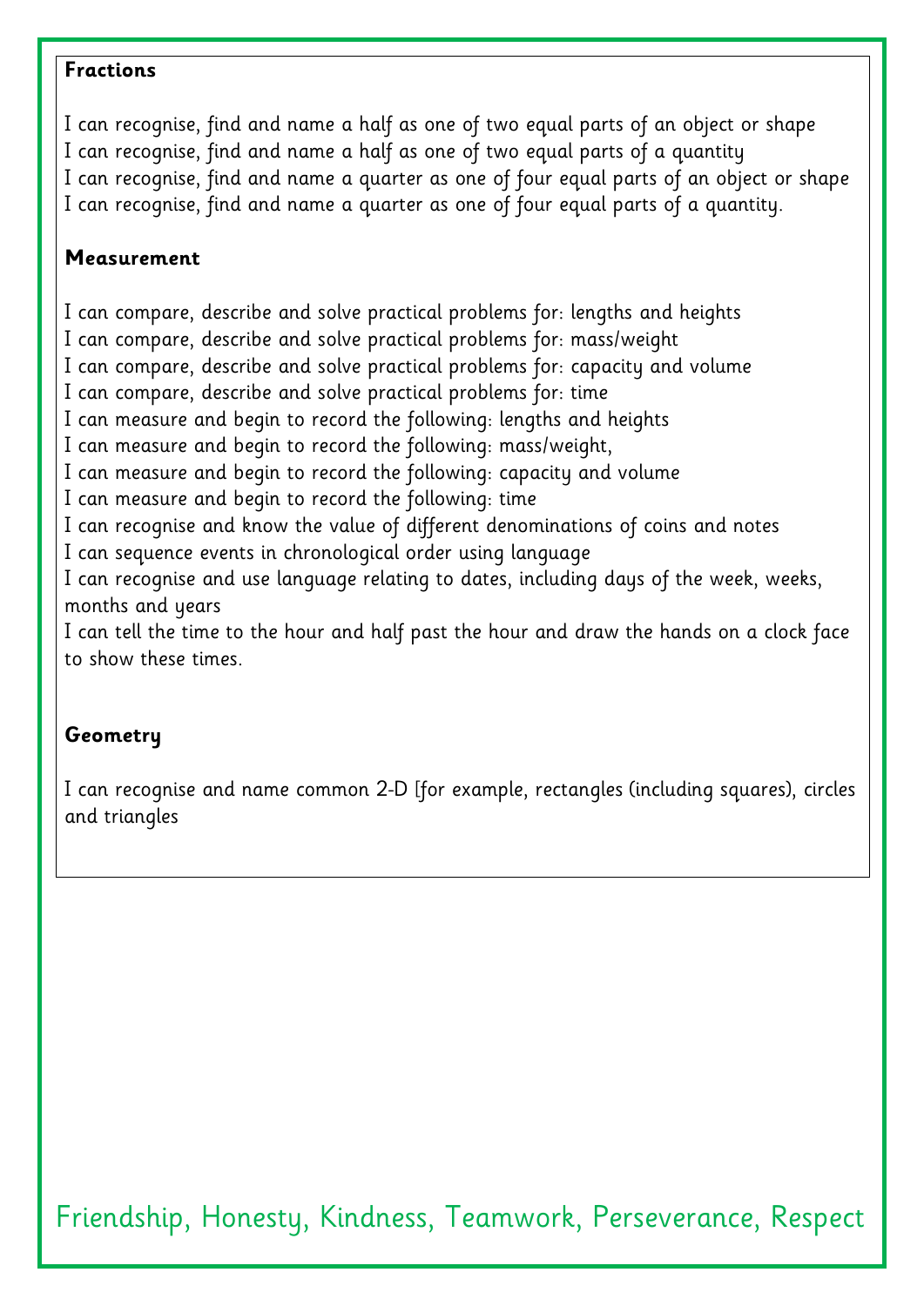**Fractions**

I can recognise, find and name a half as one of two equal parts of an object or shape
I can recognise, find and name a half as one of two equal parts of a quantity
I can recognise, find and name a quarter as one of four equal parts of an object or shape
I can recognise, find and name a quarter as one of four equal parts of a quantity.

**Measurement**

I can compare, describe and solve practical problems for: lengths and heights
I can compare, describe and solve practical problems for: mass/weight
I can compare, describe and solve practical problems for: capacity and volume
I can compare, describe and solve practical problems for: time
I can measure and begin to record the following: lengths and heights
I can measure and begin to record the following: mass/weight,
I can measure and begin to record the following: capacity and volume
I can measure and begin to record the following: time
I can recognise and know the value of different denominations of coins and notes
I can sequence events in chronological order using language
I can recognise and use language relating to dates, including days of the week, weeks, months and years
I can tell the time to the hour and half past the hour and draw the hands on a clock face to show these times.

**Geometry**

I can recognise and name common 2-D [for example, rectangles (including squares), circles and triangles

Friendship, Honesty, Kindness, Teamwork, Perseverance, Respect